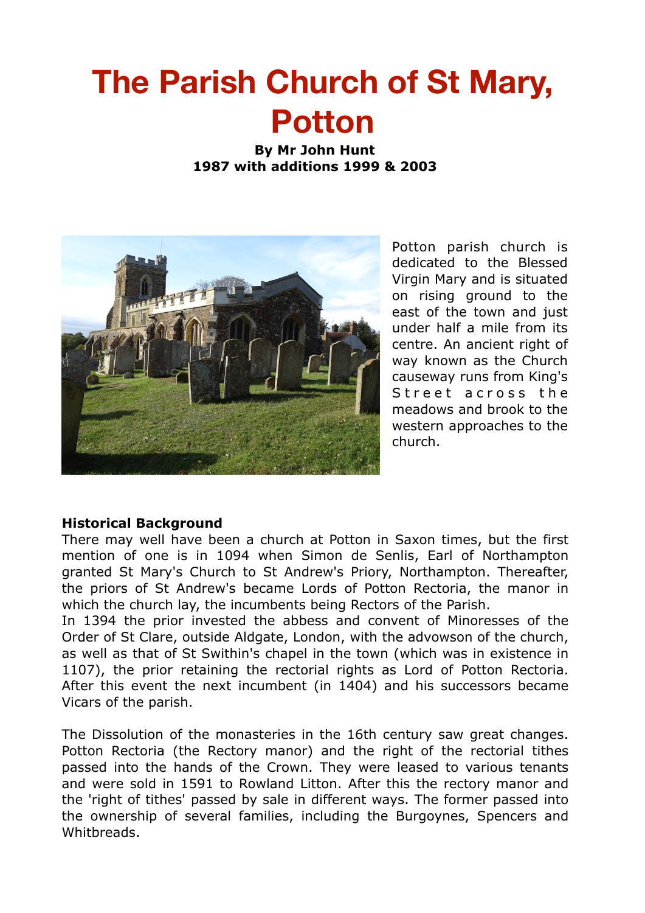# The Parish Church of St Mary, Potton

**By Mr John Hunt**
**1987 with additions 1999 & 2003**

Potton parish church is dedicated to the Blessed Virgin Mary and is situated on rising ground to the east of the town and just under half a mile from its centre. An ancient right of way known as the Church causeway runs from King's Street across the meadows and brook to the western approaches to the church.

**Historical Background**

There may well have been a church at Potton in Saxon times, but the first mention of one is in 1094 when Simon de Senlis, Earl of Northampton granted St Mary's Church to St Andrew's Priory, Northampton. Thereafter, the priors of St Andrew's became Lords of Potton Rectoria, the manor in which the church lay, the incumbents being Rectors of the Parish.

In 1394 the prior invested the abbess and convent of Minoresses of the Order of St Clare, outside Aldgate, London, with the advowson of the church, as well as that of St Swithin's chapel in the town (which was in existence in 1107), the prior retaining the rectorial rights as Lord of Potton Rectoria. After this event the next incumbent (in 1404) and his successors became Vicars of the parish.

The Dissolution of the monasteries in the 16th century saw great changes. Potton Rectoria (the Rectory manor) and the right of the rectorial tithes passed into the hands of the Crown. They were leased to various tenants and were sold in 1591 to Rowland Litton. After this the rectory manor and the 'right of tithes' passed by sale in different ways. The former passed into the ownership of several families, including the Burgoynes, Spencers and Whitbreads.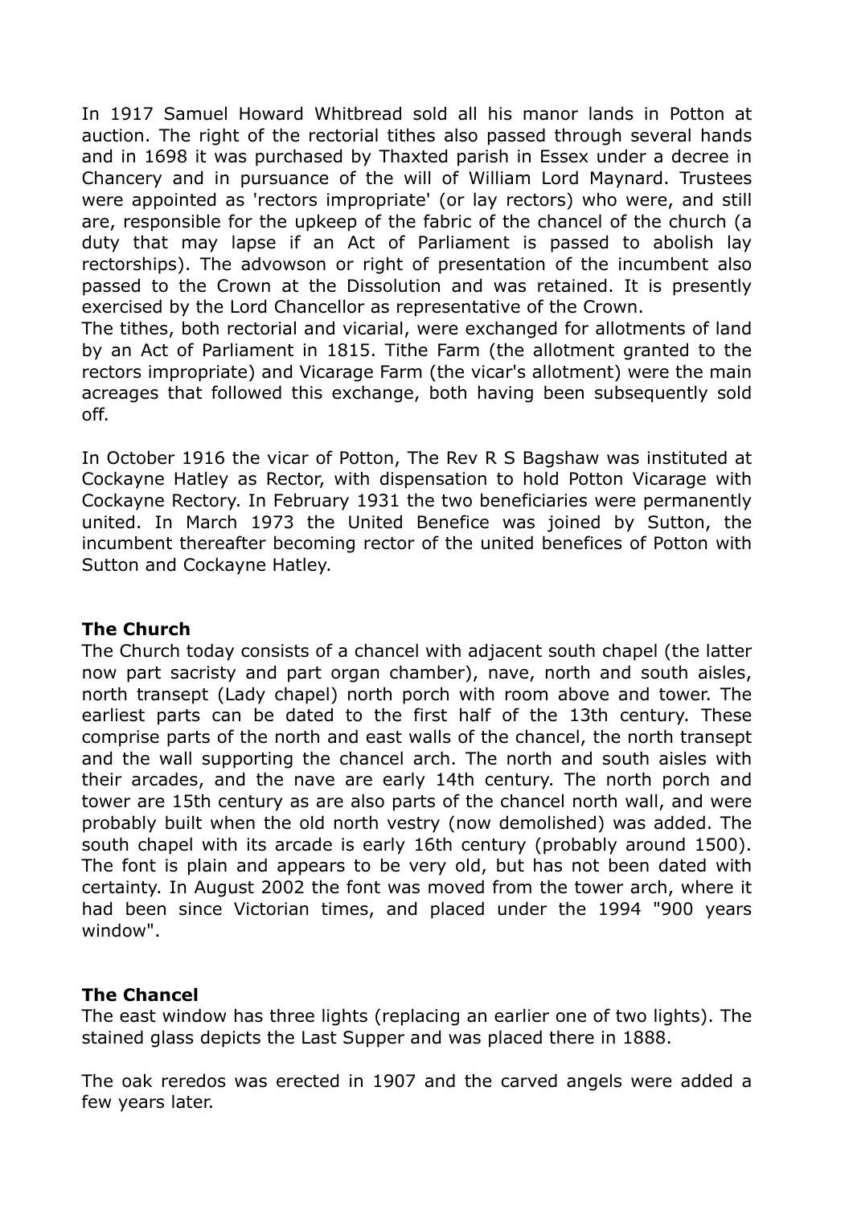In 1917 Samuel Howard Whitbread sold all his manor lands in Potton at auction. The right of the rectorial tithes also passed through several hands and in 1698 it was purchased by Thaxted parish in Essex under a decree in Chancery and in pursuance of the will of William Lord Maynard. Trustees were appointed as 'rectors impropriate' (or lay rectors) who were, and still are, responsible for the upkeep of the fabric of the chancel of the church (a duty that may lapse if an Act of Parliament is passed to abolish lay rectorships). The advowson or right of presentation of the incumbent also passed to the Crown at the Dissolution and was retained. It is presently exercised by the Lord Chancellor as representative of the Crown.
The tithes, both rectorial and vicarial, were exchanged for allotments of land by an Act of Parliament in 1815. Tithe Farm (the allotment granted to the rectors impropriate) and Vicarage Farm (the vicar's allotment) were the main acreages that followed this exchange, both having been subsequently sold off.

In October 1916 the vicar of Potton, The Rev R S Bagshaw was instituted at Cockayne Hatley as Rector, with dispensation to hold Potton Vicarage with Cockayne Rectory. In February 1931 the two beneficiaries were permanently united. In March 1973 the United Benefice was joined by Sutton, the incumbent thereafter becoming rector of the united benefices of Potton with Sutton and Cockayne Hatley.

**The Church**
The Church today consists of a chancel with adjacent south chapel (the latter now part sacristy and part organ chamber), nave, north and south aisles, north transept (Lady chapel) north porch with room above and tower. The earliest parts can be dated to the first half of the 13th century. These comprise parts of the north and east walls of the chancel, the north transept and the wall supporting the chancel arch. The north and south aisles with their arcades, and the nave are early 14th century. The north porch and tower are 15th century as are also parts of the chancel north wall, and were probably built when the old north vestry (now demolished) was added. The south chapel with its arcade is early 16th century (probably around 1500). The font is plain and appears to be very old, but has not been dated with certainty. In August 2002 the font was moved from the tower arch, where it had been since Victorian times, and placed under the 1994 "900 years window".

**The Chancel**
The east window has three lights (replacing an earlier one of two lights). The stained glass depicts the Last Supper and was placed there in 1888.

The oak reredos was erected in 1907 and the carved angels were added a few years later.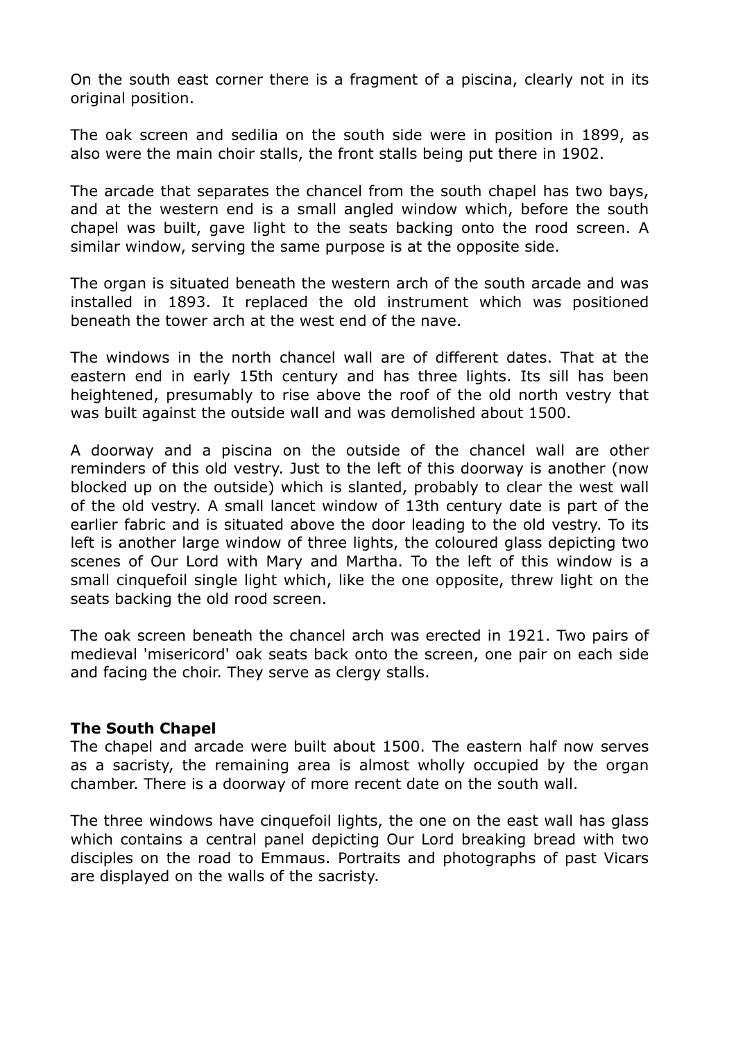On the south east corner there is a fragment of a piscina, clearly not in its original position.

The oak screen and sedilia on the south side were in position in 1899, as also were the main choir stalls, the front stalls being put there in 1902.

The arcade that separates the chancel from the south chapel has two bays, and at the western end is a small angled window which, before the south chapel was built, gave light to the seats backing onto the rood screen. A similar window, serving the same purpose is at the opposite side.

The organ is situated beneath the western arch of the south arcade and was installed in 1893. It replaced the old instrument which was positioned beneath the tower arch at the west end of the nave.

The windows in the north chancel wall are of different dates. That at the eastern end in early 15th century and has three lights. Its sill has been heightened, presumably to rise above the roof of the old north vestry that was built against the outside wall and was demolished about 1500.

A doorway and a piscina on the outside of the chancel wall are other reminders of this old vestry. Just to the left of this doorway is another (now blocked up on the outside) which is slanted, probably to clear the west wall of the old vestry. A small lancet window of 13th century date is part of the earlier fabric and is situated above the door leading to the old vestry. To its left is another large window of three lights, the coloured glass depicting two scenes of Our Lord with Mary and Martha. To the left of this window is a small cinquefoil single light which, like the one opposite, threw light on the seats backing the old rood screen.

The oak screen beneath the chancel arch was erected in 1921. Two pairs of medieval 'misericord' oak seats back onto the screen, one pair on each side and facing the choir. They serve as clergy stalls.

**The South Chapel**

The chapel and arcade were built about 1500. The eastern half now serves as a sacristy, the remaining area is almost wholly occupied by the organ chamber. There is a doorway of more recent date on the south wall.

The three windows have cinquefoil lights, the one on the east wall has glass which contains a central panel depicting Our Lord breaking bread with two disciples on the road to Emmaus. Portraits and photographs of past Vicars are displayed on the walls of the sacristy.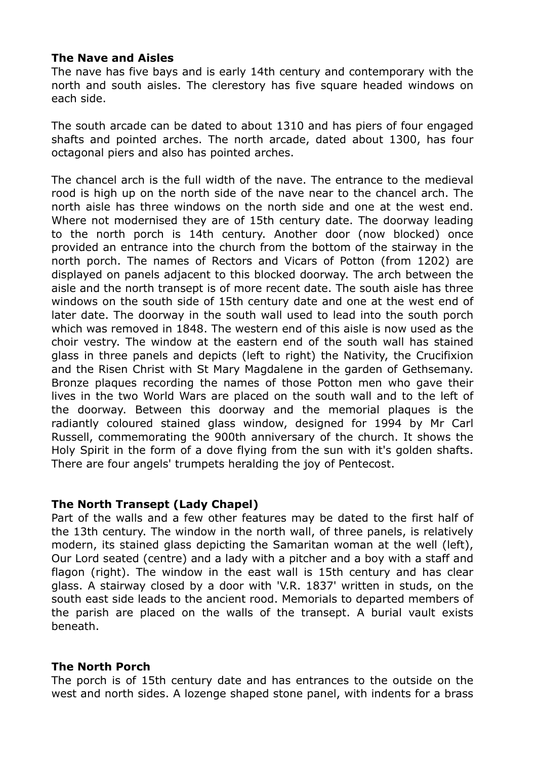### The Nave and Aisles

The nave has five bays and is early 14th century and contemporary with the north and south aisles. The clerestory has five square headed windows on each side.

The south arcade can be dated to about 1310 and has piers of four engaged shafts and pointed arches. The north arcade, dated about 1300, has four octagonal piers and also has pointed arches.

The chancel arch is the full width of the nave. The entrance to the medieval rood is high up on the north side of the nave near to the chancel arch. The north aisle has three windows on the north side and one at the west end. Where not modernised they are of 15th century date. The doorway leading to the north porch is 14th century. Another door (now blocked) once provided an entrance into the church from the bottom of the stairway in the north porch. The names of Rectors and Vicars of Potton (from 1202) are displayed on panels adjacent to this blocked doorway. The arch between the aisle and the north transept is of more recent date. The south aisle has three windows on the south side of 15th century date and one at the west end of later date. The doorway in the south wall used to lead into the south porch which was removed in 1848. The western end of this aisle is now used as the choir vestry. The window at the eastern end of the south wall has stained glass in three panels and depicts (left to right) the Nativity, the Crucifixion and the Risen Christ with St Mary Magdalene in the garden of Gethsemany. Bronze plaques recording the names of those Potton men who gave their lives in the two World Wars are placed on the south wall and to the left of the doorway. Between this doorway and the memorial plaques is the radiantly coloured stained glass window, designed for 1994 by Mr Carl Russell, commemorating the 900th anniversary of the church. It shows the Holy Spirit in the form of a dove flying from the sun with it's golden shafts. There are four angels' trumpets heralding the joy of Pentecost.

### The North Transept (Lady Chapel)

Part of the walls and a few other features may be dated to the first half of the 13th century. The window in the north wall, of three panels, is relatively modern, its stained glass depicting the Samaritan woman at the well (left), Our Lord seated (centre) and a lady with a pitcher and a boy with a staff and flagon (right). The window in the east wall is 15th century and has clear glass. A stairway closed by a door with 'V.R. 1837' written in studs, on the south east side leads to the ancient rood. Memorials to departed members of the parish are placed on the walls of the transept. A burial vault exists beneath.

### The North Porch

The porch is of 15th century date and has entrances to the outside on the west and north sides. A lozenge shaped stone panel, with indents for a brass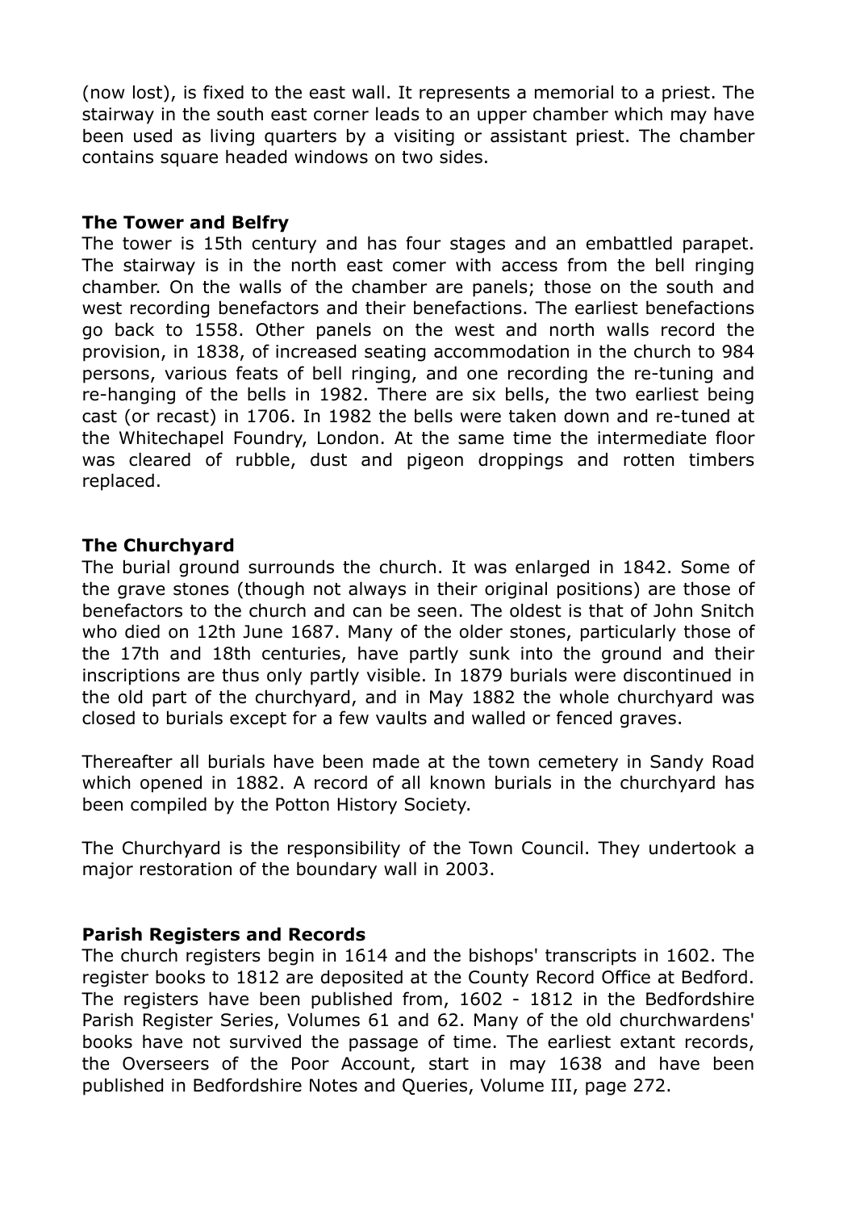(now lost), is fixed to the east wall. It represents a memorial to a priest. The stairway in the south east corner leads to an upper chamber which may have been used as living quarters by a visiting or assistant priest. The chamber contains square headed windows on two sides.

**The Tower and Belfry**

The tower is 15th century and has four stages and an embattled parapet. The stairway is in the north east comer with access from the bell ringing chamber. On the walls of the chamber are panels; those on the south and west recording benefactors and their benefactions. The earliest benefactions go back to 1558. Other panels on the west and north walls record the provision, in 1838, of increased seating accommodation in the church to 984 persons, various feats of bell ringing, and one recording the re-tuning and re-hanging of the bells in 1982. There are six bells, the two earliest being cast (or recast) in 1706. In 1982 the bells were taken down and re-tuned at the Whitechapel Foundry, London. At the same time the intermediate floor was cleared of rubble, dust and pigeon droppings and rotten timbers replaced.

**The Churchyard**

The burial ground surrounds the church. It was enlarged in 1842. Some of the grave stones (though not always in their original positions) are those of benefactors to the church and can be seen. The oldest is that of John Snitch who died on 12th June 1687. Many of the older stones, particularly those of the 17th and 18th centuries, have partly sunk into the ground and their inscriptions are thus only partly visible. In 1879 burials were discontinued in the old part of the churchyard, and in May 1882 the whole churchyard was closed to burials except for a few vaults and walled or fenced graves.

Thereafter all burials have been made at the town cemetery in Sandy Road which opened in 1882. A record of all known burials in the churchyard has been compiled by the Potton History Society.

The Churchyard is the responsibility of the Town Council. They undertook a major restoration of the boundary wall in 2003.

**Parish Registers and Records**

The church registers begin in 1614 and the bishops' transcripts in 1602. The register books to 1812 are deposited at the County Record Office at Bedford. The registers have been published from, 1602 - 1812 in the Bedfordshire Parish Register Series, Volumes 61 and 62. Many of the old churchwardens' books have not survived the passage of time. The earliest extant records, the Overseers of the Poor Account, start in may 1638 and have been published in Bedfordshire Notes and Queries, Volume III, page 272.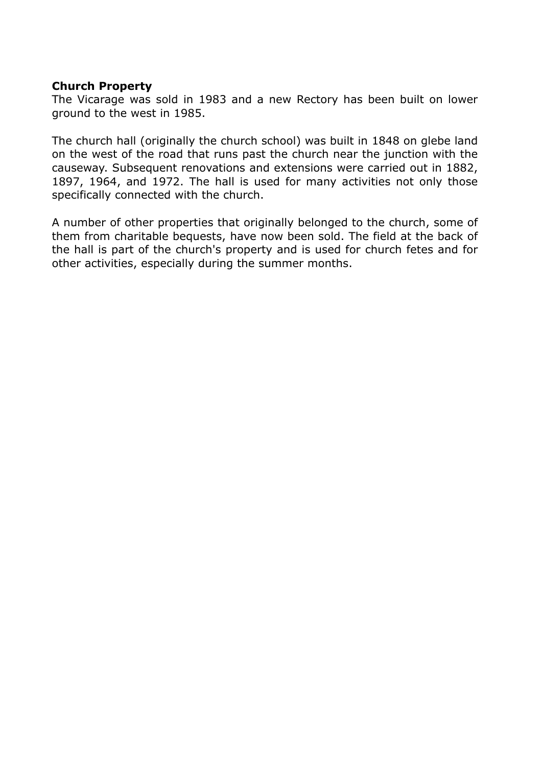**Church Property**

The Vicarage was sold in 1983 and a new Rectory has been built on lower ground to the west in 1985.

The church hall (originally the church school) was built in 1848 on glebe land on the west of the road that runs past the church near the junction with the causeway. Subsequent renovations and extensions were carried out in 1882, 1897, 1964, and 1972. The hall is used for many activities not only those specifically connected with the church.

A number of other properties that originally belonged to the church, some of them from charitable bequests, have now been sold. The field at the back of the hall is part of the church's property and is used for church fetes and for other activities, especially during the summer months.